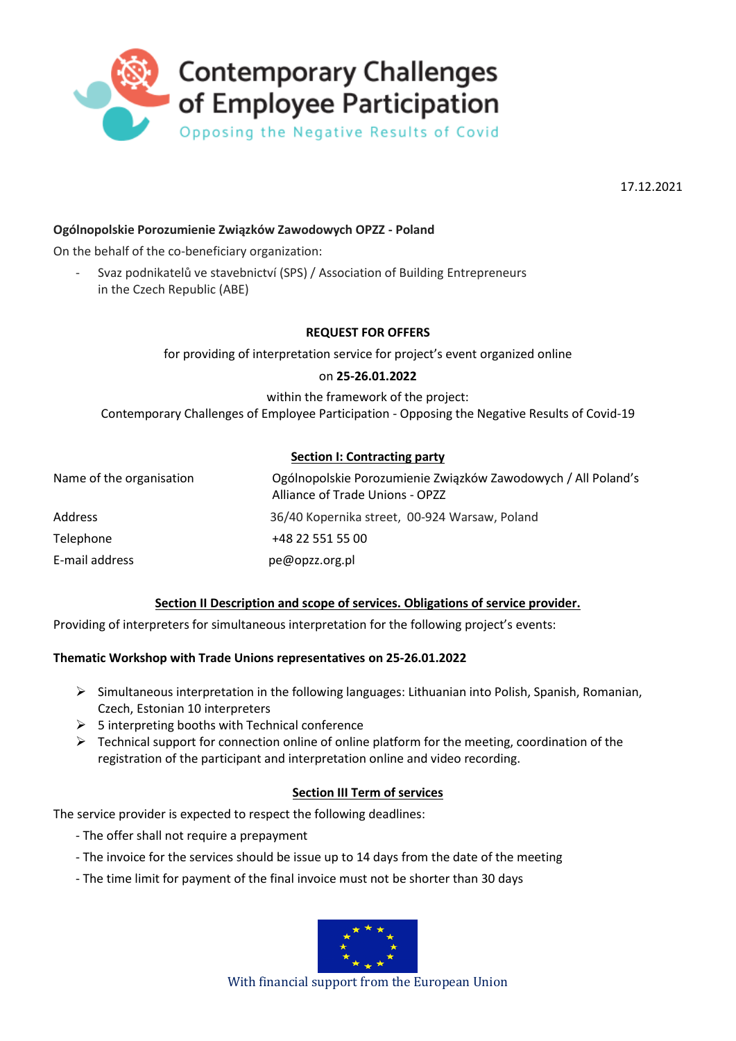Contemporary Challenges of Employee Participation

Opposing the Negative Results of Covid

17.12.2021

**Ogólnopolskie Porozumienie Związków Zawodowych OPZZ - Poland**

On the behalf of the co-beneficiary organization:

- Svaz podnikatelů ve stavebnictví (SPS) / Association of Building Entrepreneurs in the Czech Republic (ABE)

**REQUEST FOR OFFERS**

for providing of interpretation service for project's event organized online

on **25-26.01.2022**

within the framework of the project:
Contemporary Challenges of Employee Participation - Opposing the Negative Results of Covid-19

## Section I: Contracting party

| | |
|---|---|
| Name of the organisation | Ogólnopolskie Porozumienie Związków Zawodowych / All Poland's Alliance of Trade Unions - OPZZ |
| Address | 36/40 Kopernika street, 00-924 Warsaw, Poland |
| Telephone | +48 22 551 55 00 |
| E-mail address | pe@opzz.org.pl |

## Section II Description and scope of services. Obligations of service provider.

Providing of interpreters for simultaneous interpretation for the following project's events:

**Thematic Workshop with Trade Unions representatives on 25-26.01.2022**

- Simultaneous interpretation in the following languages: Lithuanian into Polish, Spanish, Romanian, Czech, Estonian 10 interpreters
- 5 interpreting booths with Technical conference
- Technical support for connection online of online platform for the meeting, coordination of the registration of the participant and interpretation online and video recording.

## Section III Term of services

The service provider is expected to respect the following deadlines:

- The offer shall not require a prepayment
- The invoice for the services should be issue up to 14 days from the date of the meeting
- The time limit for payment of the final invoice must not be shorter than 30 days

With financial support from the European Union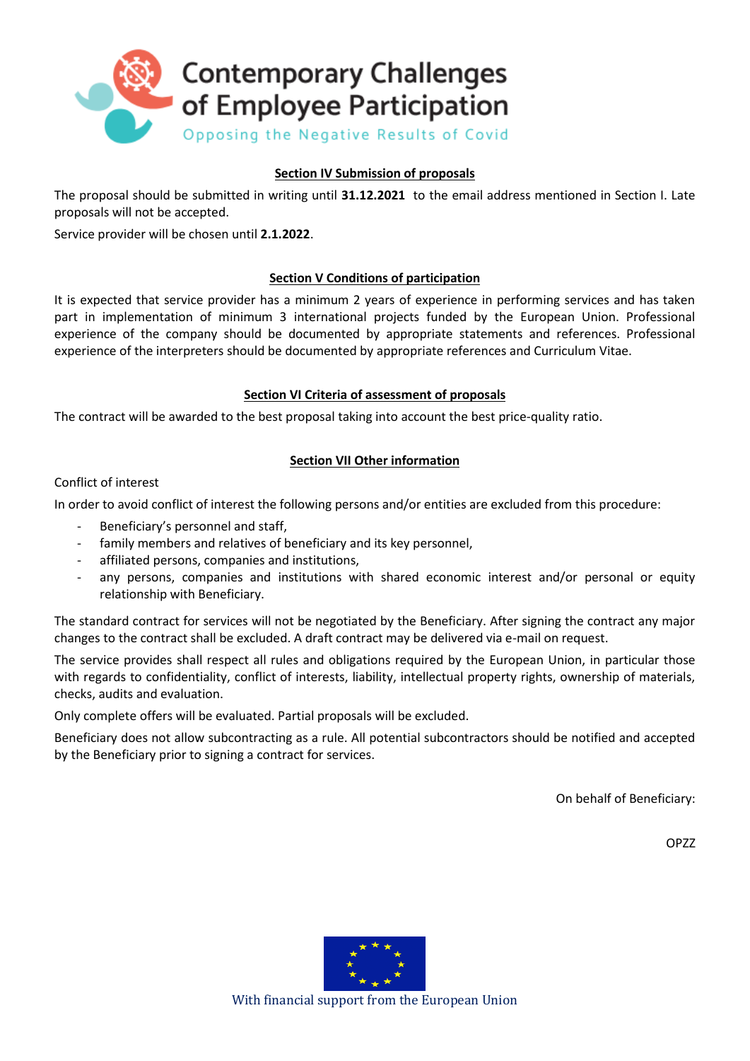## Section IV Submission of proposals

The proposal should be submitted in writing until **31.12.2021** to the email address mentioned in Section I. Late proposals will not be accepted.

Service provider will be chosen until **2.1.2022**.

## Section V Conditions of participation

It is expected that service provider has a minimum 2 years of experience in performing services and has taken part in implementation of minimum 3 international projects funded by the European Union. Professional experience of the company should be documented by appropriate statements and references. Professional experience of the interpreters should be documented by appropriate references and Curriculum Vitae.

## Section VI Criteria of assessment of proposals

The contract will be awarded to the best proposal taking into account the best price-quality ratio.

## Section VII Other information

Conflict of interest

In order to avoid conflict of interest the following persons and/or entities are excluded from this procedure:

- Beneficiary's personnel and staff,
- family members and relatives of beneficiary and its key personnel,
- affiliated persons, companies and institutions,
- any persons, companies and institutions with shared economic interest and/or personal or equity relationship with Beneficiary.

The standard contract for services will not be negotiated by the Beneficiary. After signing the contract any major changes to the contract shall be excluded. A draft contract may be delivered via e-mail on request.

The service provides shall respect all rules and obligations required by the European Union, in particular those with regards to confidentiality, conflict of interests, liability, intellectual property rights, ownership of materials, checks, audits and evaluation.

Only complete offers will be evaluated. Partial proposals will be excluded.

Beneficiary does not allow subcontracting as a rule. All potential subcontractors should be notified and accepted by the Beneficiary prior to signing a contract for services.

On behalf of Beneficiary:

OPZZ

With financial support from the European Union